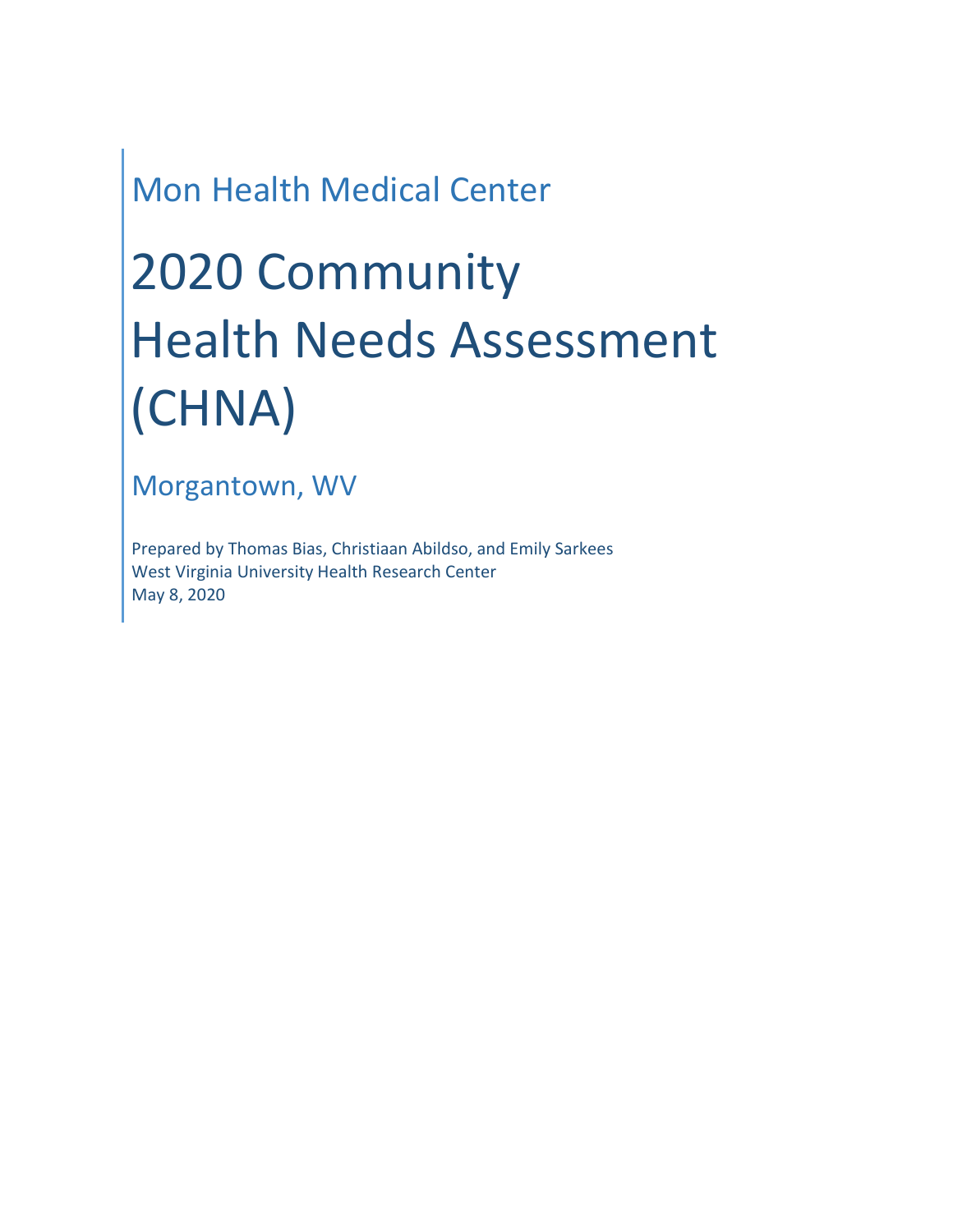Mon Health Medical Center

# 2020 Community Health Needs Assessment (CHNA)

Morgantown, WV

Prepared by Thomas Bias, Christiaan Abildso, and Emily Sarkees
West Virginia University Health Research Center
May 8, 2020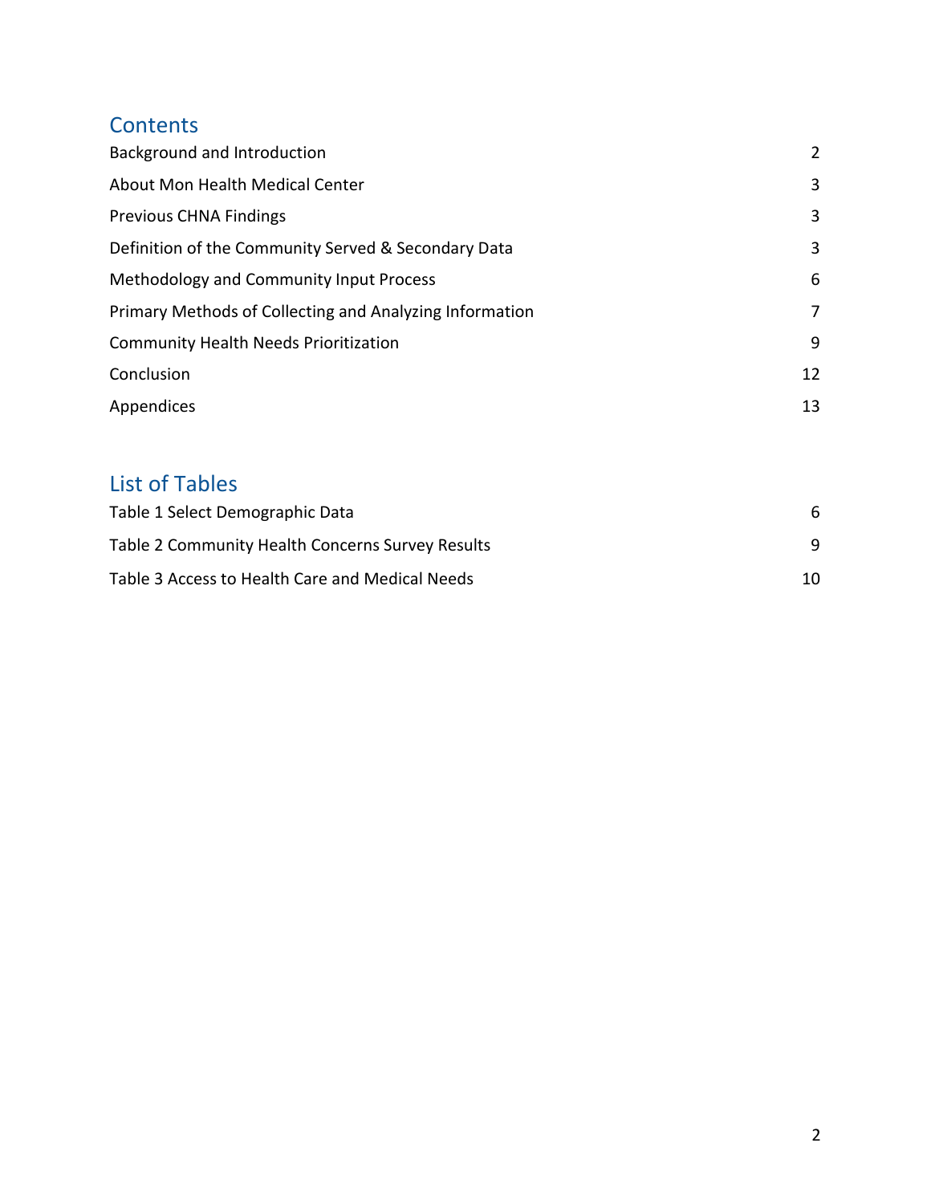## Contents

| | |
|---|---|
| Background and Introduction | 2 |
| About Mon Health Medical Center | 3 |
| Previous CHNA Findings | 3 |
| Definition of the Community Served & Secondary Data | 3 |
| Methodology and Community Input Process | 6 |
| Primary Methods of Collecting and Analyzing Information | 7 |
| Community Health Needs Prioritization | 9 |
| Conclusion | 12 |
| Appendices | 13 |

## List of Tables

| | |
|---|---|
| Table 1 Select Demographic Data | 6 |
| Table 2 Community Health Concerns Survey Results | 9 |
| Table 3 Access to Health Care and Medical Needs | 10 |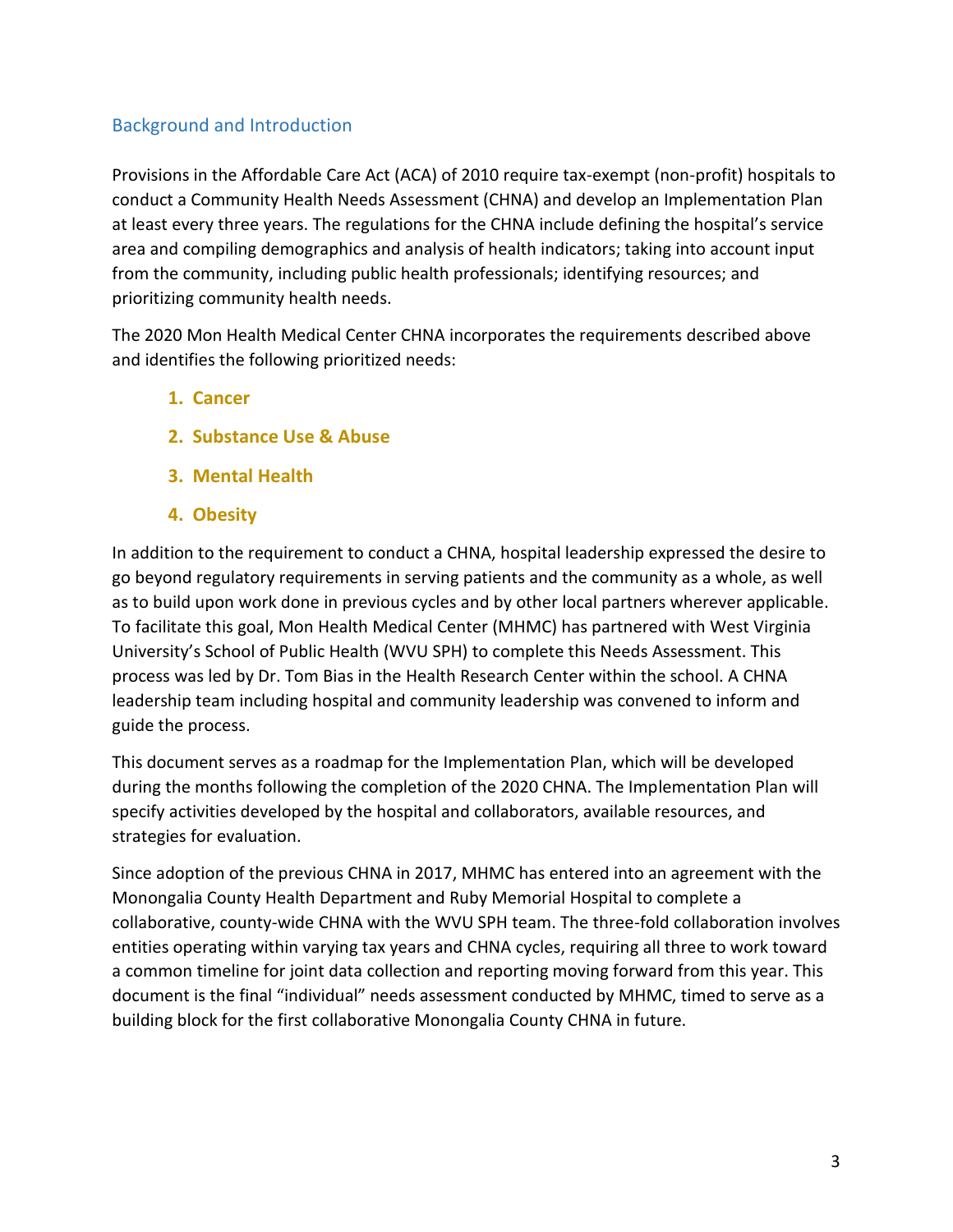## Background and Introduction

Provisions in the Affordable Care Act (ACA) of 2010 require tax-exempt (non-profit) hospitals to conduct a Community Health Needs Assessment (CHNA) and develop an Implementation Plan at least every three years. The regulations for the CHNA include defining the hospital's service area and compiling demographics and analysis of health indicators; taking into account input from the community, including public health professionals; identifying resources; and prioritizing community health needs.

The 2020 Mon Health Medical Center CHNA incorporates the requirements described above and identifies the following prioritized needs:

1. **Cancer**
2. **Substance Use & Abuse**
3. **Mental Health**
4. **Obesity**

In addition to the requirement to conduct a CHNA, hospital leadership expressed the desire to go beyond regulatory requirements in serving patients and the community as a whole, as well as to build upon work done in previous cycles and by other local partners wherever applicable. To facilitate this goal, Mon Health Medical Center (MHMC) has partnered with West Virginia University's School of Public Health (WVU SPH) to complete this Needs Assessment. This process was led by Dr. Tom Bias in the Health Research Center within the school. A CHNA leadership team including hospital and community leadership was convened to inform and guide the process.

This document serves as a roadmap for the Implementation Plan, which will be developed during the months following the completion of the 2020 CHNA. The Implementation Plan will specify activities developed by the hospital and collaborators, available resources, and strategies for evaluation.

Since adoption of the previous CHNA in 2017, MHMC has entered into an agreement with the Monongalia County Health Department and Ruby Memorial Hospital to complete a collaborative, county-wide CHNA with the WVU SPH team. The three-fold collaboration involves entities operating within varying tax years and CHNA cycles, requiring all three to work toward a common timeline for joint data collection and reporting moving forward from this year. This document is the final "individual" needs assessment conducted by MHMC, timed to serve as a building block for the first collaborative Monongalia County CHNA in future.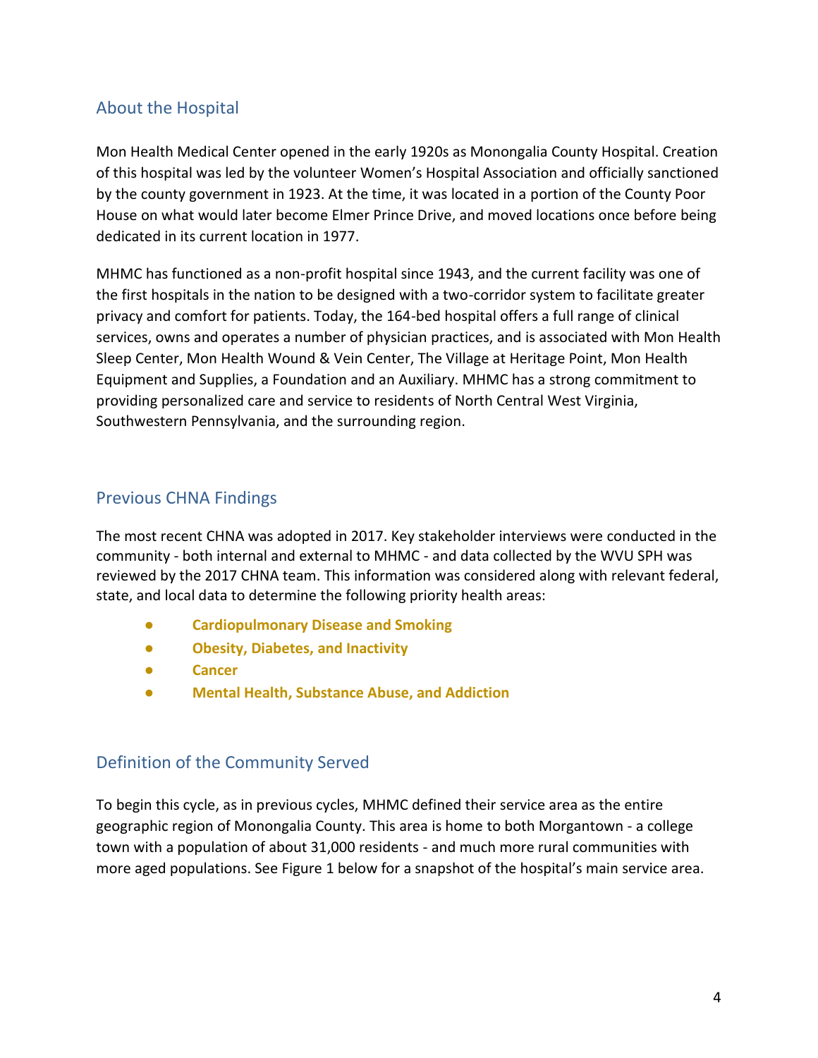## About the Hospital

Mon Health Medical Center opened in the early 1920s as Monongalia County Hospital. Creation of this hospital was led by the volunteer Women's Hospital Association and officially sanctioned by the county government in 1923. At the time, it was located in a portion of the County Poor House on what would later become Elmer Prince Drive, and moved locations once before being dedicated in its current location in 1977.

MHMC has functioned as a non-profit hospital since 1943, and the current facility was one of the first hospitals in the nation to be designed with a two-corridor system to facilitate greater privacy and comfort for patients. Today, the 164-bed hospital offers a full range of clinical services, owns and operates a number of physician practices, and is associated with Mon Health Sleep Center, Mon Health Wound & Vein Center, The Village at Heritage Point, Mon Health Equipment and Supplies, a Foundation and an Auxiliary. MHMC has a strong commitment to providing personalized care and service to residents of North Central West Virginia, Southwestern Pennsylvania, and the surrounding region.

## Previous CHNA Findings

The most recent CHNA was adopted in 2017. Key stakeholder interviews were conducted in the community - both internal and external to MHMC - and data collected by the WVU SPH was reviewed by the 2017 CHNA team. This information was considered along with relevant federal, state, and local data to determine the following priority health areas:

- **Cardiopulmonary Disease and Smoking**
- **Obesity, Diabetes, and Inactivity**
- **Cancer**
- **Mental Health, Substance Abuse, and Addiction**

## Definition of the Community Served

To begin this cycle, as in previous cycles, MHMC defined their service area as the entire geographic region of Monongalia County. This area is home to both Morgantown - a college town with a population of about 31,000 residents - and much more rural communities with more aged populations. See Figure 1 below for a snapshot of the hospital's main service area.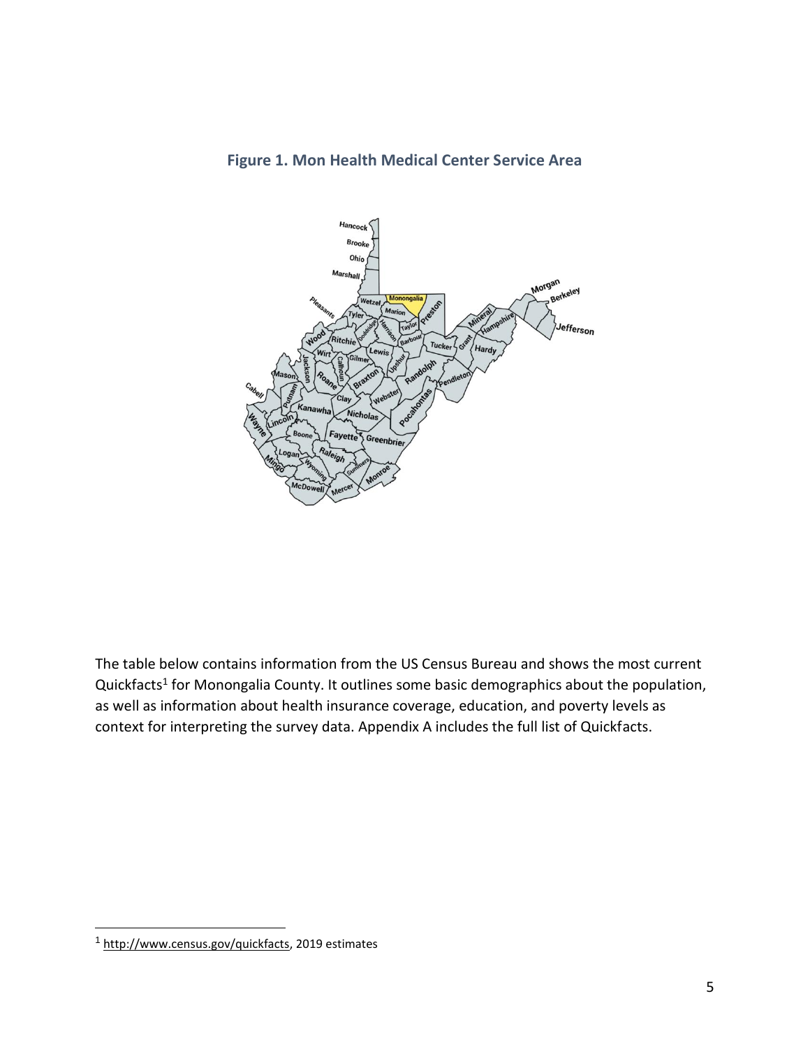**Figure 1. Mon Health Medical Center Service Area**

The table below contains information from the US Census Bureau and shows the most current Quickfacts[1] for Monongalia County. It outlines some basic demographics about the population, as well as information about health insurance coverage, education, and poverty levels as context for interpreting the survey data. Appendix A includes the full list of Quickfacts.

[1] http://www.census.gov/quickfacts, 2019 estimates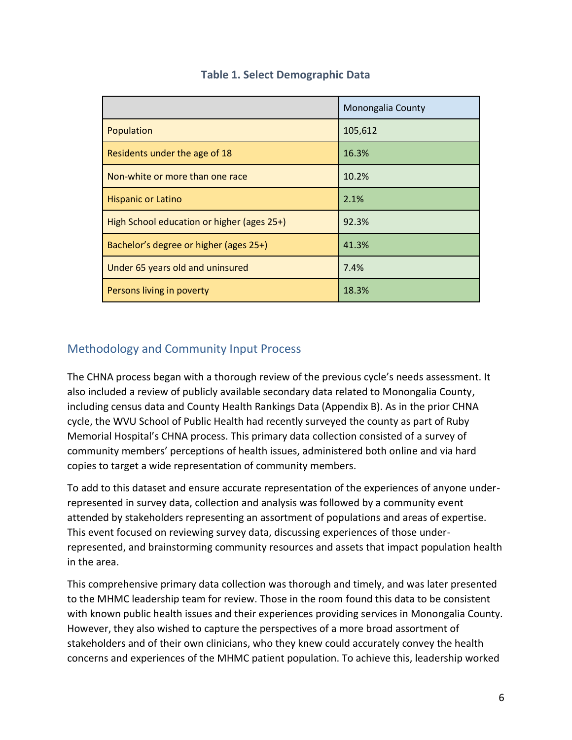**Table 1. Select Demographic Data**

| | Monongalia County |
|---|---|
| Population | 105,612 |
| Residents under the age of 18 | 16.3% |
| Non-white or more than one race | 10.2% |
| Hispanic or Latino | 2.1% |
| High School education or higher (ages 25+) | 92.3% |
| Bachelor's degree or higher (ages 25+) | 41.3% |
| Under 65 years old and uninsured | 7.4% |
| Persons living in poverty | 18.3% |

## Methodology and Community Input Process

The CHNA process began with a thorough review of the previous cycle's needs assessment. It also included a review of publicly available secondary data related to Monongalia County, including census data and County Health Rankings Data (Appendix B). As in the prior CHNA cycle, the WVU School of Public Health had recently surveyed the county as part of Ruby Memorial Hospital's CHNA process. This primary data collection consisted of a survey of community members' perceptions of health issues, administered both online and via hard copies to target a wide representation of community members.

To add to this dataset and ensure accurate representation of the experiences of anyone under-represented in survey data, collection and analysis was followed by a community event attended by stakeholders representing an assortment of populations and areas of expertise. This event focused on reviewing survey data, discussing experiences of those under-represented, and brainstorming community resources and assets that impact population health in the area.

This comprehensive primary data collection was thorough and timely, and was later presented to the MHMC leadership team for review. Those in the room found this data to be consistent with known public health issues and their experiences providing services in Monongalia County. However, they also wished to capture the perspectives of a more broad assortment of stakeholders and of their own clinicians, who they knew could accurately convey the health concerns and experiences of the MHMC patient population. To achieve this, leadership worked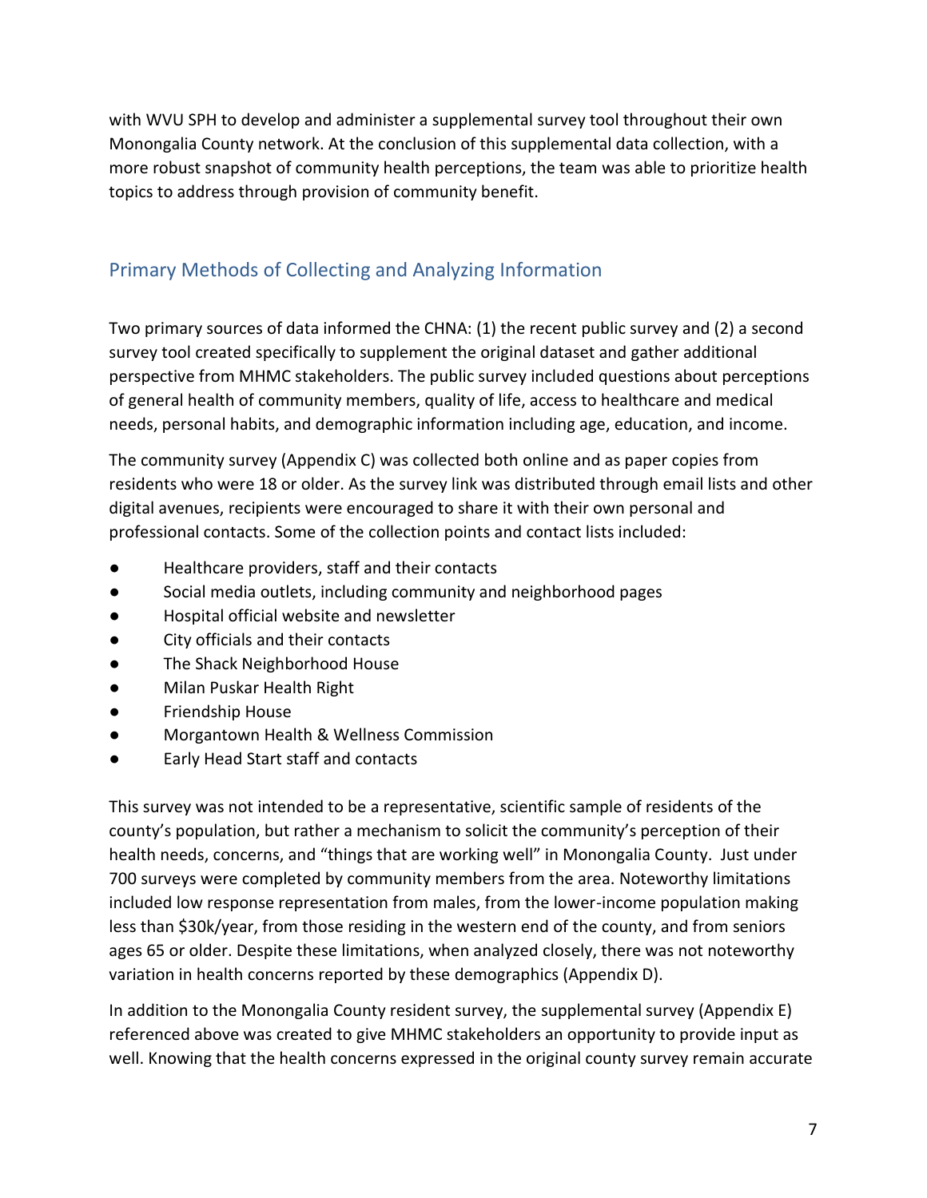with WVU SPH to develop and administer a supplemental survey tool throughout their own Monongalia County network. At the conclusion of this supplemental data collection, with a more robust snapshot of community health perceptions, the team was able to prioritize health topics to address through provision of community benefit.

## Primary Methods of Collecting and Analyzing Information

Two primary sources of data informed the CHNA: (1) the recent public survey and (2) a second survey tool created specifically to supplement the original dataset and gather additional perspective from MHMC stakeholders. The public survey included questions about perceptions of general health of community members, quality of life, access to healthcare and medical needs, personal habits, and demographic information including age, education, and income.

The community survey (Appendix C) was collected both online and as paper copies from residents who were 18 or older. As the survey link was distributed through email lists and other digital avenues, recipients were encouraged to share it with their own personal and professional contacts. Some of the collection points and contact lists included:

- Healthcare providers, staff and their contacts
- Social media outlets, including community and neighborhood pages
- Hospital official website and newsletter
- City officials and their contacts
- The Shack Neighborhood House
- Milan Puskar Health Right
- Friendship House
- Morgantown Health & Wellness Commission
- Early Head Start staff and contacts

This survey was not intended to be a representative, scientific sample of residents of the county's population, but rather a mechanism to solicit the community's perception of their health needs, concerns, and "things that are working well" in Monongalia County. Just under 700 surveys were completed by community members from the area. Noteworthy limitations included low response representation from males, from the lower-income population making less than \$30k/year, from those residing in the western end of the county, and from seniors ages 65 or older. Despite these limitations, when analyzed closely, there was not noteworthy variation in health concerns reported by these demographics (Appendix D).

In addition to the Monongalia County resident survey, the supplemental survey (Appendix E) referenced above was created to give MHMC stakeholders an opportunity to provide input as well. Knowing that the health concerns expressed in the original county survey remain accurate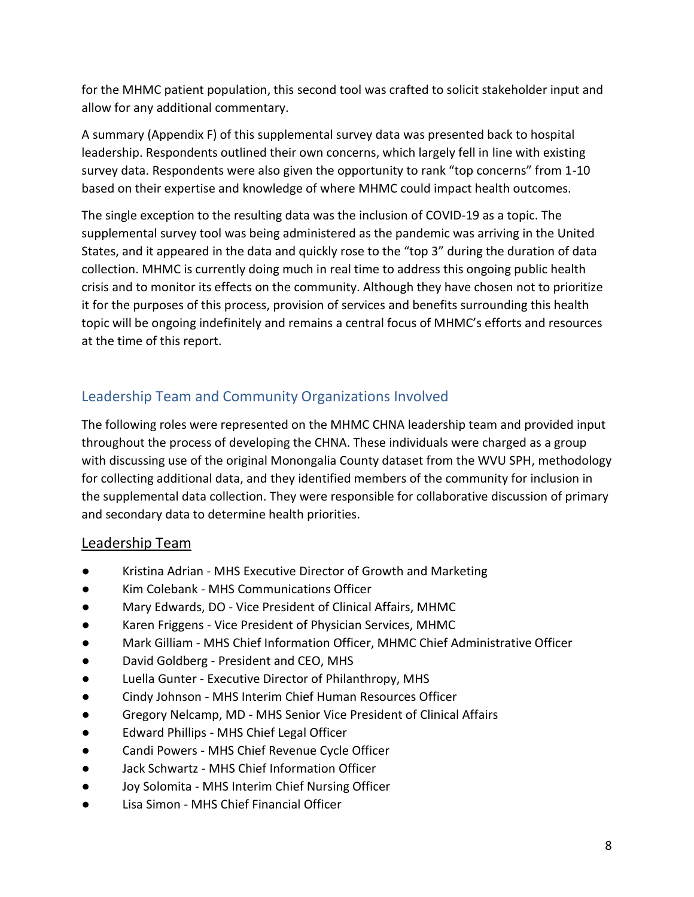for the MHMC patient population, this second tool was crafted to solicit stakeholder input and allow for any additional commentary.

A summary (Appendix F) of this supplemental survey data was presented back to hospital leadership. Respondents outlined their own concerns, which largely fell in line with existing survey data. Respondents were also given the opportunity to rank "top concerns" from 1-10 based on their expertise and knowledge of where MHMC could impact health outcomes.

The single exception to the resulting data was the inclusion of COVID-19 as a topic. The supplemental survey tool was being administered as the pandemic was arriving in the United States, and it appeared in the data and quickly rose to the "top 3" during the duration of data collection. MHMC is currently doing much in real time to address this ongoing public health crisis and to monitor its effects on the community. Although they have chosen not to prioritize it for the purposes of this process, provision of services and benefits surrounding this health topic will be ongoing indefinitely and remains a central focus of MHMC's efforts and resources at the time of this report.

## Leadership Team and Community Organizations Involved

The following roles were represented on the MHMC CHNA leadership team and provided input throughout the process of developing the CHNA. These individuals were charged as a group with discussing use of the original Monongalia County dataset from the WVU SPH, methodology for collecting additional data, and they identified members of the community for inclusion in the supplemental data collection. They were responsible for collaborative discussion of primary and secondary data to determine health priorities.

### Leadership Team

- Kristina Adrian - MHS Executive Director of Growth and Marketing
- Kim Colebank - MHS Communications Officer
- Mary Edwards, DO - Vice President of Clinical Affairs, MHMC
- Karen Friggens - Vice President of Physician Services, MHMC
- Mark Gilliam - MHS Chief Information Officer, MHMC Chief Administrative Officer
- David Goldberg - President and CEO, MHS
- Luella Gunter - Executive Director of Philanthropy, MHS
- Cindy Johnson - MHS Interim Chief Human Resources Officer
- Gregory Nelcamp, MD - MHS Senior Vice President of Clinical Affairs
- Edward Phillips - MHS Chief Legal Officer
- Candi Powers - MHS Chief Revenue Cycle Officer
- Jack Schwartz - MHS Chief Information Officer
- Joy Solomita - MHS Interim Chief Nursing Officer
- Lisa Simon - MHS Chief Financial Officer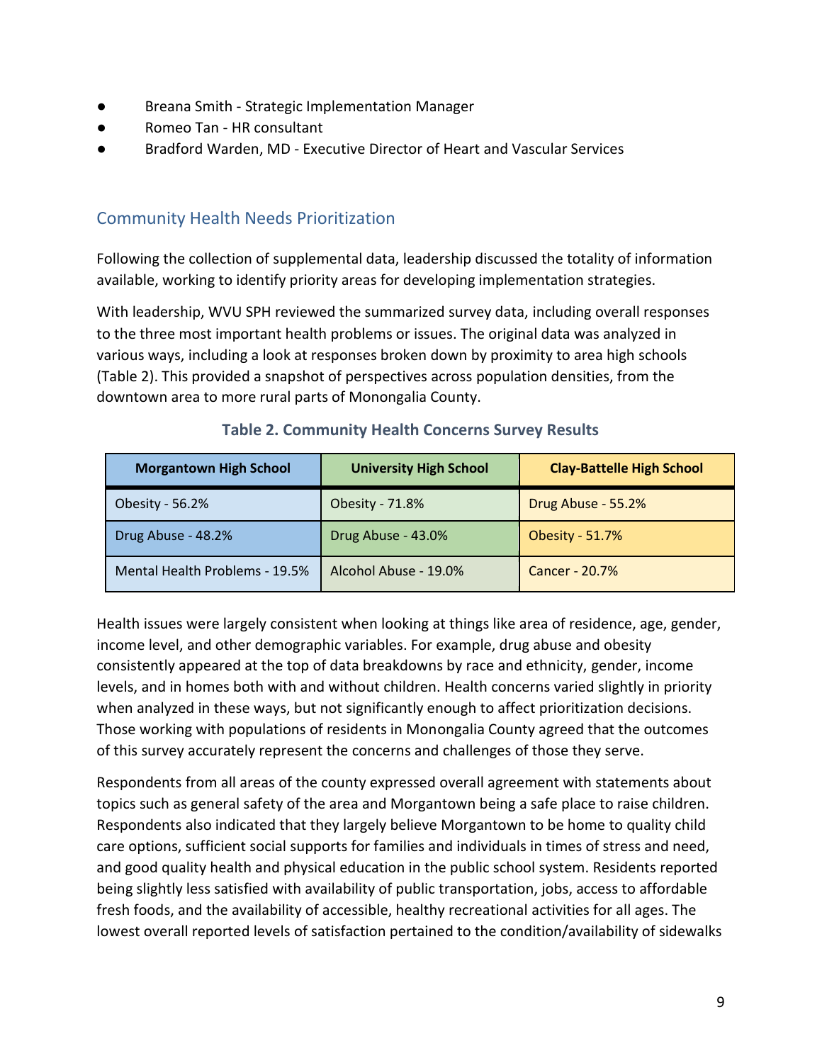- Breana Smith - Strategic Implementation Manager
- Romeo Tan - HR consultant
- Bradford Warden, MD - Executive Director of Heart and Vascular Services

## Community Health Needs Prioritization

Following the collection of supplemental data, leadership discussed the totality of information available, working to identify priority areas for developing implementation strategies.

With leadership, WVU SPH reviewed the summarized survey data, including overall responses to the three most important health problems or issues. The original data was analyzed in various ways, including a look at responses broken down by proximity to area high schools (Table 2). This provided a snapshot of perspectives across population densities, from the downtown area to more rural parts of Monongalia County.

**Table 2. Community Health Concerns Survey Results**

| Morgantown High School | University High School | Clay-Battelle High School |
|---|---|---|
| Obesity - 56.2% | Obesity - 71.8% | Drug Abuse - 55.2% |
| Drug Abuse - 48.2% | Drug Abuse - 43.0% | Obesity - 51.7% |
| Mental Health Problems - 19.5% | Alcohol Abuse - 19.0% | Cancer - 20.7% |

Health issues were largely consistent when looking at things like area of residence, age, gender, income level, and other demographic variables. For example, drug abuse and obesity consistently appeared at the top of data breakdowns by race and ethnicity, gender, income levels, and in homes both with and without children. Health concerns varied slightly in priority when analyzed in these ways, but not significantly enough to affect prioritization decisions. Those working with populations of residents in Monongalia County agreed that the outcomes of this survey accurately represent the concerns and challenges of those they serve.

Respondents from all areas of the county expressed overall agreement with statements about topics such as general safety of the area and Morgantown being a safe place to raise children. Respondents also indicated that they largely believe Morgantown to be home to quality child care options, sufficient social supports for families and individuals in times of stress and need, and good quality health and physical education in the public school system. Residents reported being slightly less satisfied with availability of public transportation, jobs, access to affordable fresh foods, and the availability of accessible, healthy recreational activities for all ages. The lowest overall reported levels of satisfaction pertained to the condition/availability of sidewalks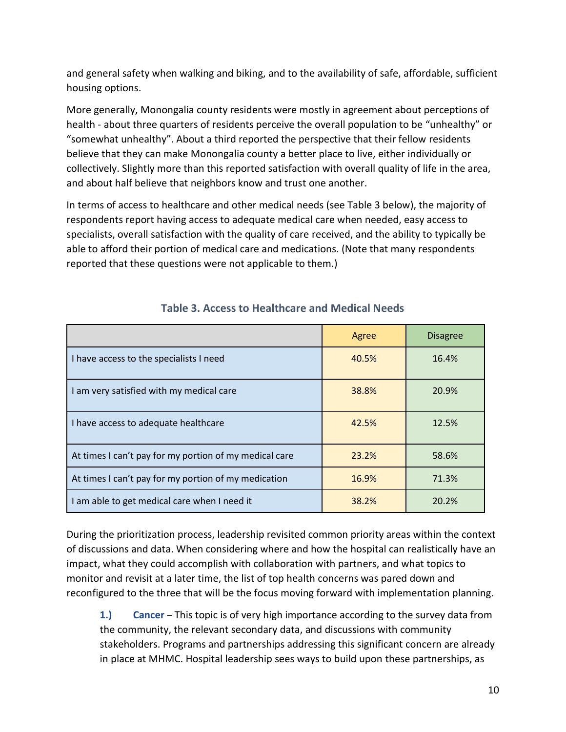and general safety when walking and biking, and to the availability of safe, affordable, sufficient housing options.

More generally, Monongalia county residents were mostly in agreement about perceptions of health - about three quarters of residents perceive the overall population to be "unhealthy" or "somewhat unhealthy". About a third reported the perspective that their fellow residents believe that they can make Monongalia county a better place to live, either individually or collectively. Slightly more than this reported satisfaction with overall quality of life in the area, and about half believe that neighbors know and trust one another.

In terms of access to healthcare and other medical needs (see Table 3 below), the majority of respondents report having access to adequate medical care when needed, easy access to specialists, overall satisfaction with the quality of care received, and the ability to typically be able to afford their portion of medical care and medications. (Note that many respondents reported that these questions were not applicable to them.)

**Table 3. Access to Healthcare and Medical Needs**

| | Agree | Disagree |
|---|---|---|
| I have access to the specialists I need | 40.5% | 16.4% |
| I am very satisfied with my medical care | 38.8% | 20.9% |
| I have access to adequate healthcare | 42.5% | 12.5% |
| At times I can't pay for my portion of my medical care | 23.2% | 58.6% |
| At times I can't pay for my portion of my medication | 16.9% | 71.3% |
| I am able to get medical care when I need it | 38.2% | 20.2% |

During the prioritization process, leadership revisited common priority areas within the context of discussions and data. When considering where and how the hospital can realistically have an impact, what they could accomplish with collaboration with partners, and what topics to monitor and revisit at a later time, the list of top health concerns was pared down and reconfigured to the three that will be the focus moving forward with implementation planning.

1.) **Cancer** – This topic is of very high importance according to the survey data from the community, the relevant secondary data, and discussions with community stakeholders. Programs and partnerships addressing this significant concern are already in place at MHMC. Hospital leadership sees ways to build upon these partnerships, as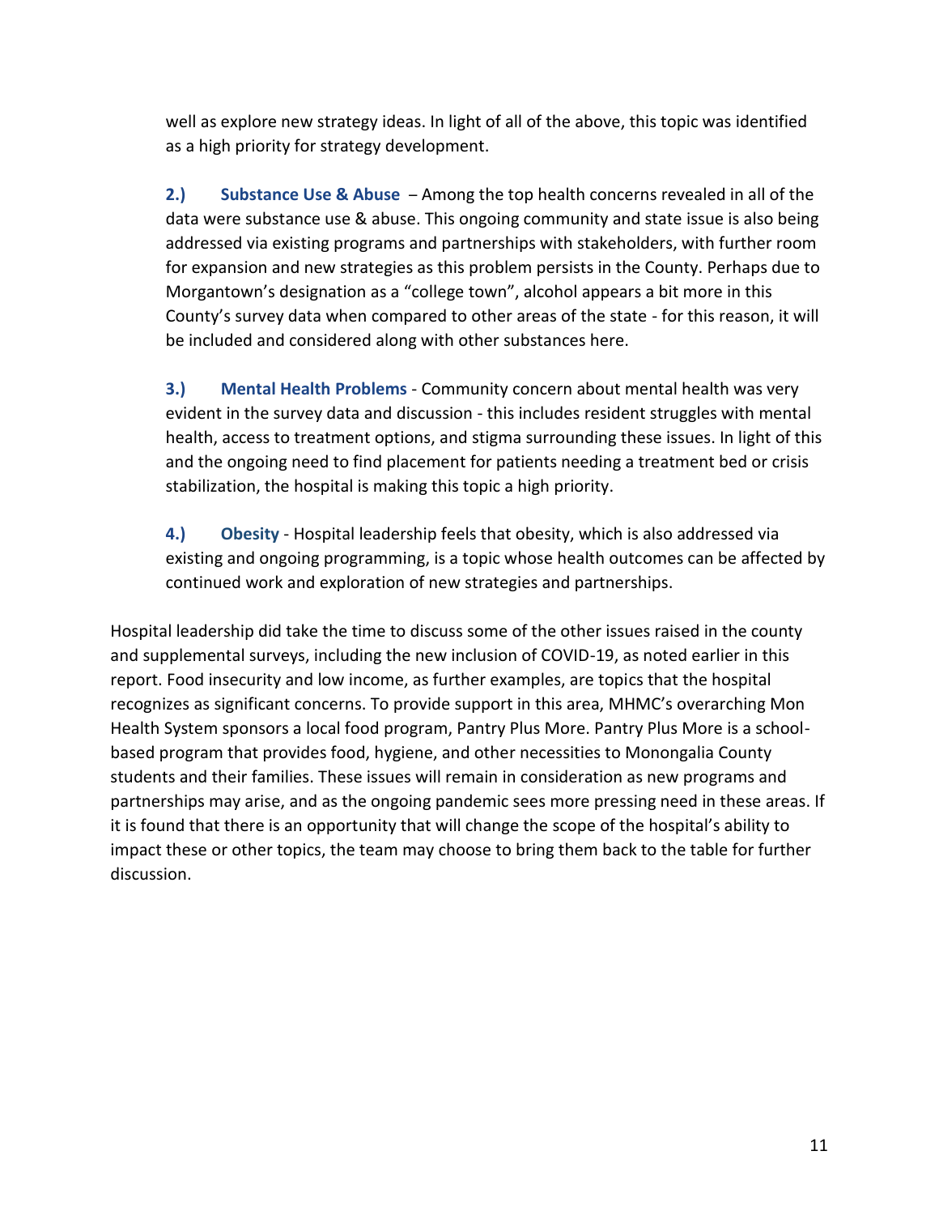well as explore new strategy ideas. In light of all of the above, this topic was identified as a high priority for strategy development.

**2.) Substance Use & Abuse** – Among the top health concerns revealed in all of the data were substance use & abuse. This ongoing community and state issue is also being addressed via existing programs and partnerships with stakeholders, with further room for expansion and new strategies as this problem persists in the County. Perhaps due to Morgantown's designation as a "college town", alcohol appears a bit more in this County's survey data when compared to other areas of the state - for this reason, it will be included and considered along with other substances here.

**3.) Mental Health Problems** - Community concern about mental health was very evident in the survey data and discussion - this includes resident struggles with mental health, access to treatment options, and stigma surrounding these issues. In light of this and the ongoing need to find placement for patients needing a treatment bed or crisis stabilization, the hospital is making this topic a high priority.

**4.) Obesity** - Hospital leadership feels that obesity, which is also addressed via existing and ongoing programming, is a topic whose health outcomes can be affected by continued work and exploration of new strategies and partnerships.

Hospital leadership did take the time to discuss some of the other issues raised in the county and supplemental surveys, including the new inclusion of COVID-19, as noted earlier in this report. Food insecurity and low income, as further examples, are topics that the hospital recognizes as significant concerns. To provide support in this area, MHMC's overarching Mon Health System sponsors a local food program, Pantry Plus More. Pantry Plus More is a school-based program that provides food, hygiene, and other necessities to Monongalia County students and their families. These issues will remain in consideration as new programs and partnerships may arise, and as the ongoing pandemic sees more pressing need in these areas. If it is found that there is an opportunity that will change the scope of the hospital's ability to impact these or other topics, the team may choose to bring them back to the table for further discussion.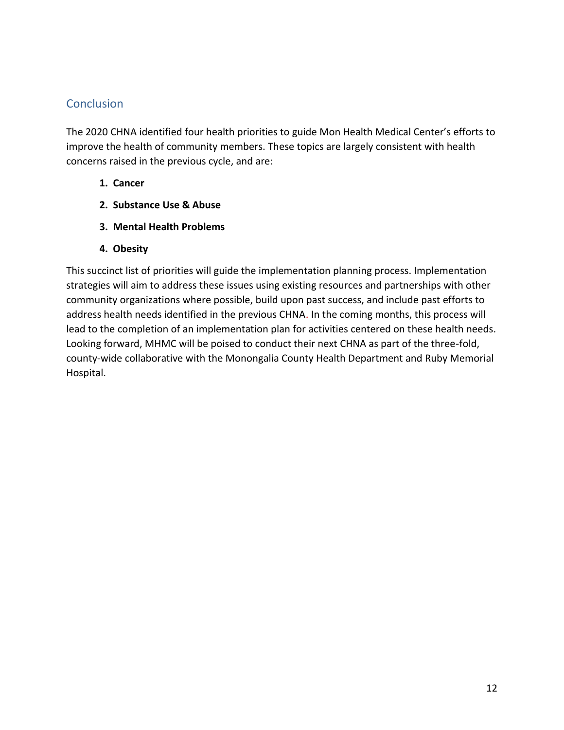## Conclusion

The 2020 CHNA identified four health priorities to guide Mon Health Medical Center's efforts to improve the health of community members. These topics are largely consistent with health concerns raised in the previous cycle, and are:

1. **Cancer**
2. **Substance Use & Abuse**
3. **Mental Health Problems**
4. **Obesity**

This succinct list of priorities will guide the implementation planning process. Implementation strategies will aim to address these issues using existing resources and partnerships with other community organizations where possible, build upon past success, and include past efforts to address health needs identified in the previous CHNA. In the coming months, this process will lead to the completion of an implementation plan for activities centered on these health needs. Looking forward, MHMC will be poised to conduct their next CHNA as part of the three-fold, county-wide collaborative with the Monongalia County Health Department and Ruby Memorial Hospital.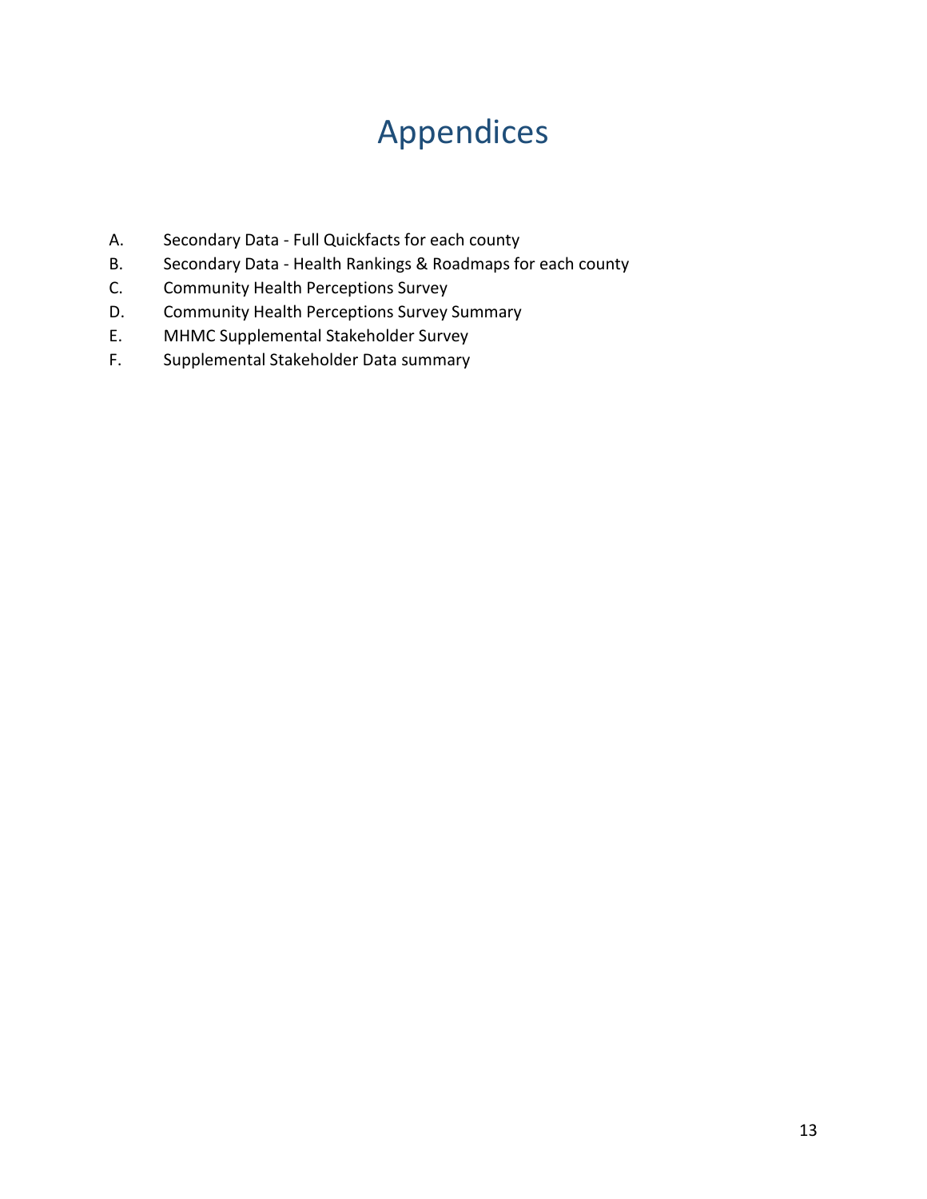# Appendices

A. Secondary Data - Full Quickfacts for each county
B. Secondary Data - Health Rankings & Roadmaps for each county
C. Community Health Perceptions Survey
D. Community Health Perceptions Survey Summary
E. MHMC Supplemental Stakeholder Survey
F. Supplemental Stakeholder Data summary